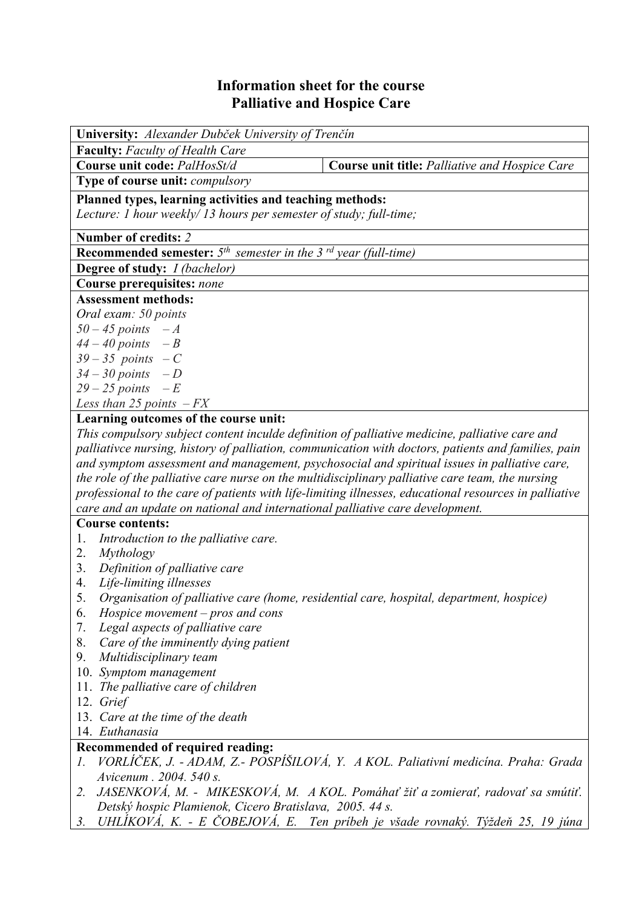# Information sheet for the course
# Palliative and Hospice Care

**University:** *Alexander Dubček University of Trenčín*

**Faculty:** *Faculty of Health Care*

**Course unit code:** *PalHosSt/d* | **Course unit title:** *Palliative and Hospice Care*

**Type of course unit:** *compulsory*

**Planned types, learning activities and teaching methods:**
*Lecture: 1 hour weekly/ 13 hours per semester of study; full-time;*

**Number of credits:** *2*

**Recommended semester:** *5th semester in the 3 rd year (full-time)*

**Degree of study:** *I (bachelor)*

**Course prerequisites:** *none*

**Assessment methods:**
*Oral exam: 50 points*
*50 – 45 points – A*
*44 – 40 points – B*
*39 – 35 points – C*
*34 – 30 points – D*
*29 – 25 points – E*
*Less than 25 points – FX*

**Learning outcomes of the course unit:**
*This compulsory subject content inculde definition of palliative medicine, palliative care and palliativce nursing, history of palliation, communication with doctors, patients and families, pain and symptom assessment and management, psychosocial and spiritual issues in palliative care, the role of the palliative care nurse on the multidisciplinary palliative care team, the nursing professional to the care of patients with life-limiting illnesses, educational resources in palliative care and an update on national and international palliative care development.*

**Course contents:**
1. *Introduction to the palliative care.*
2. *Mythology*
3. *Definition of palliative care*
4. *Life-limiting illnesses*
5. *Organisation of palliative care (home, residential care, hospital, department, hospice)*
6. *Hospice movement – pros and cons*
7. *Legal aspects of palliative care*
8. *Care of the imminently dying patient*
9. *Multidisciplinary team*
10. *Symptom management*
11. *The palliative care of children*
12. *Grief*
13. *Care at the time of the death*
14. *Euthanasia*

**Recommended of required reading:**
1. *VORLÍČEK, J. - ADAM, Z.- POSPÍŠILOVÁ, Y. A KOL. Paliativní medicína. Praha: Grada Avicenum . 2004. 540 s.*
2. *JASENKOVÁ, M. - MIKESKOVÁ, M. A KOL. Pomáhať žiť a zomierať, radovať sa smútiť. Detský hospic Plamienok, Cicero Bratislava, 2005. 44 s.*
3. *UHLÍKOVÁ, K. - E ČOBEJOVÁ, E. Ten príbeh je všade rovnaký. Týždeň 25, 19 júna*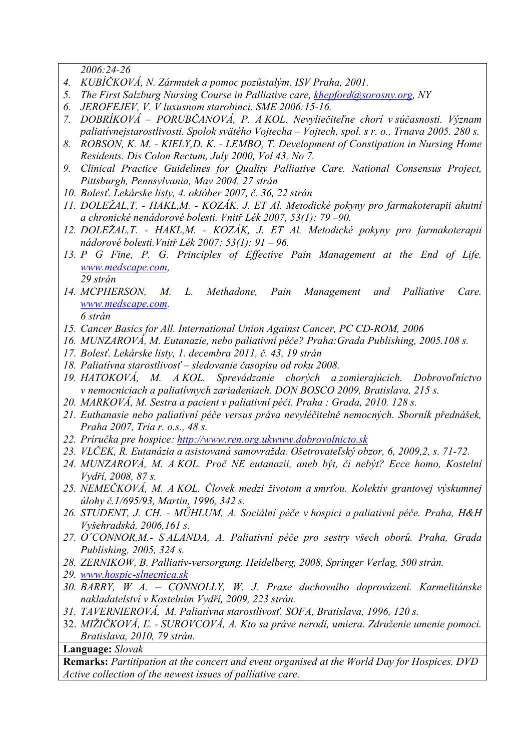*2006:24-26*

4. *KUBÍČKOVÁ, N. Zármutek a pomoc pozůstalým. ISV Praha, 2001.*
5. *The First Salzburg Nursing Course in Palliative care, khepford@sorosny.org, NY*
6. *JEROFEJEV, V. V luxusnom starobinci. SME 2006:15-16.*
7. *DOBRÍKOVÁ – PORUBČANOVÁ, P. A KOL. Nevyliečiteľne chorí v súčasnosti. Význam paliatívnejstarostlivosti. Spolok svätého Vojtecha – Vojtech, spol. s r. o., Trnava 2005. 280 s.*
8. *ROBSON, K. M. - KIELY,D. K. - LEMBO, T. Development of Constipation in Nursing Home Residents. Dis Colon Rectum, July 2000, Vol 43, No 7.*
9. *Clinical Practice Guidelines for Quality Palliative Care. National Consensus Project, Pittsburgh, Pennsylvania, May 2004, 27 strán*
10. *Bolesť. Lekárske listy, 4. október 2007, č. 36, 22 strán*
11. *DOLEŽAL,T. - HAKL,M. - KOZÁK, J. ET Al. Metodické pokyny pro farmakoterapii akutní a chronické nenádorové bolesti. Vnitř Lék 2007, 53(1): 79 –90.*
12. *DOLEŽAL,T. - HAKL,M. - KOZÁK, J. ET Al. Metodické pokyny pro farmakoterapii nádorové bolesti.Vnitř Lék 2007; 53(1): 91 – 96.*
13. *P G Fine, P. G. Principles of Effective Pain Management at the End of Life. www.medscape.com,*
    *29 strán*
14. *MCPHERSON, M. L. Methadone, Pain Management and Palliative Care. www.medscape.com.*
    *6 strán*
15. *Cancer Basics for All. International Union Against Cancer, PC CD-ROM, 2006*
16. *MUNZAROVÁ, M. Eutanazie, nebo paliativní péče? Praha:Grada Publishing, 2005.108 s.*
17. *Bolesť. Lekárske listy, 1. decembra 2011, č. 43, 19 strán*
18. *Paliatívna starostlivosť – sledovanie časopisu od roku 2008.*
19. *HATOKOVÁ, M. A KOL. Sprevádzanie chorých a zomierajúcich. Dobrovoľníctvo v nemocniciach a paliatívnych zariadeniach. DON BOSCO 2009, Bratislava, 215 s.*
20. *MARKOVÁ, M. Sestra a pacient v paliativní péči. Praha : Grada, 2010. 128 s.*
21. *Euthanasie nebo paliativní péče versus práva nevyléčitelně nemocných. Sborník přednášek, Praha 2007, Tria r. o.s., 48 s.*
22. *Príručka pre hospice: http://www.ren.org.ukwww.dobrovolnicto.sk*
23. *VLČEK, R. Eutanázia a asistovaná samovražda. Ošetrovateľský obzor, 6, 2009,2, s. 71-72.*
24. *MUNZAROVÁ, M. A KOL. Proč NE eutanazii, aneb být, či nebýt? Ecce homo, Kostelní Vydří, 2008, 87 s.*
25. *NEMEČKOVÁ, M. A KOL. Človek medzi životom a smrťou. Kolektív grantovej výskumnej úlohy č.1/695/93, Martin, 1996, 342 s.*
26. *STUDENT, J. CH. - MŰHLUM, A. Sociální péče v hospici a paliativní péče. Praha, H&H Vyšehradská, 2006,161 s.*
27. *O´CONNOR,M.- S ALANDA, A. Paliativní péče pro sestry všech oborů. Praha, Grada Publishing, 2005, 324 s.*
28. *ZERNIKOW, B. Palliativ-versorgung. Heidelberg, 2008, Springer Verlag, 500 strán.*
29. *www.hospic-slnecnica.sk*
30. *BARRY, W A. – CONNOLLY, W. J. Praxe duchovního doprovázení. Karmelitánske nakladatelství v Kostelním Vydří, 2009, 223 strán.*
31. *TAVERNIEROVÁ, M. Paliatívna starostlivosť. SOFA, Bratislava, 1996, 120 s.*
32. *MIŽIČKOVÁ, Ľ. - SUROVCOVÁ, A. Kto sa práve nerodí, umiera. Združenie umenie pomoci. Bratislava, 2010, 79 strán.*

**Language:** *Slovak*

**Remarks:** *Partitipation at the concert and event organised at the World Day for Hospices. DVD Active collection of the newest issues of palliative care.*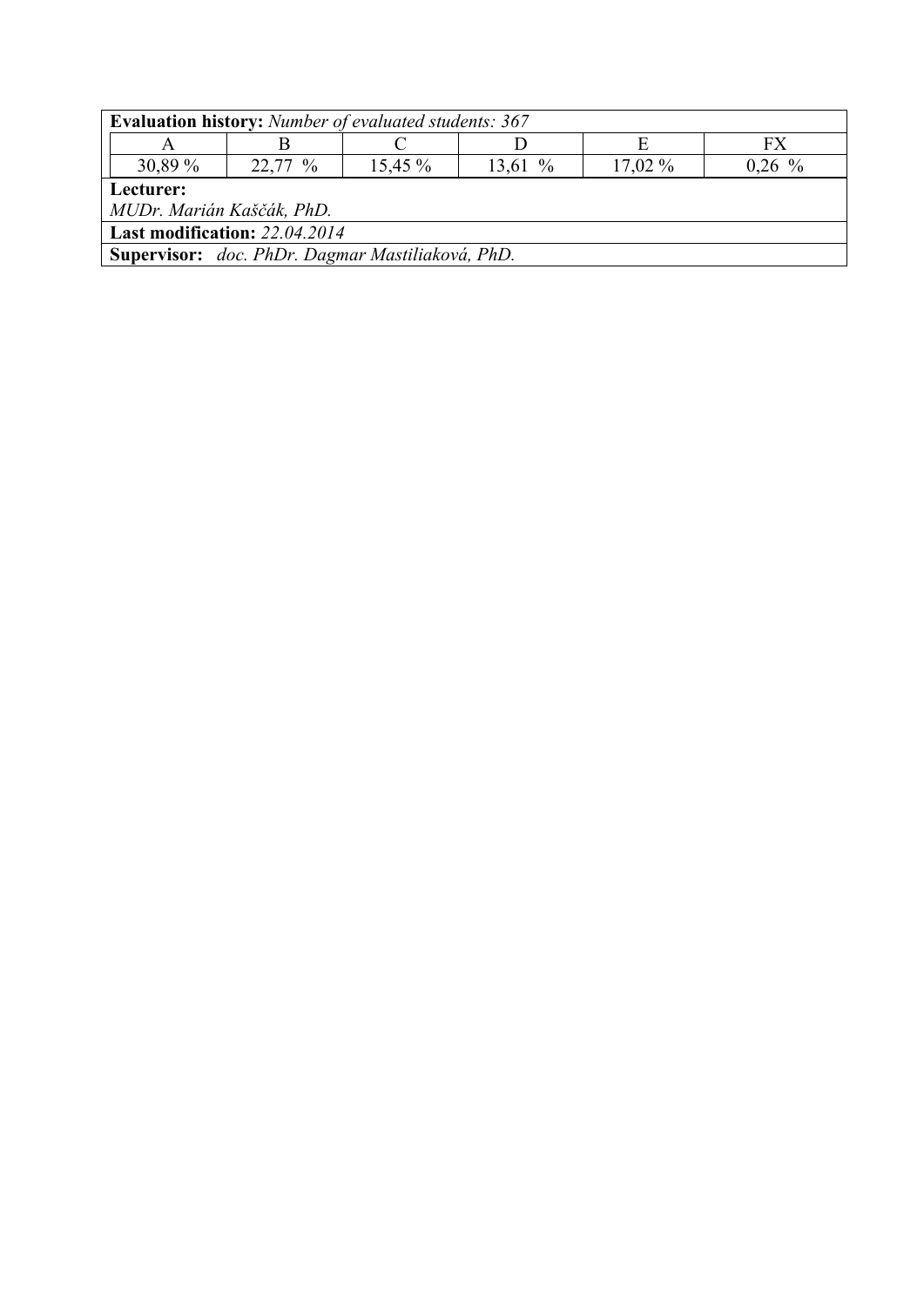**Evaluation history:** *Number of evaluated students: 367*

| A | B | C | D | E | FX |
|---|---|---|---|---|---|
| 30,89 % | 22,77 % | 15,45 % | 13,61 % | 17,02 % | 0,26 % |

**Lecturer:**
*MUDr. Marián Kaščák, PhD.*

**Last modification:** *22.04.2014*

**Supervisor:** *doc. PhDr. Dagmar Mastiliaková, PhD.*